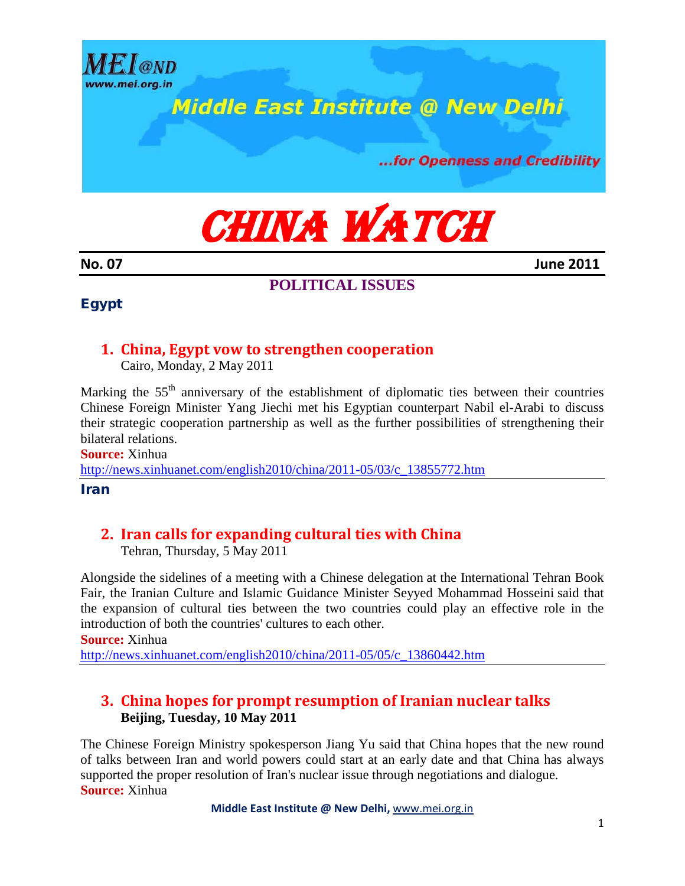# CHINA WATCH

**No. 07** **June 2011**

## POLITICAL ISSUES

### Egypt

#### 1. China, Egypt vow to strengthen cooperation

Cairo, Monday, 2 May 2011

Marking the 55th anniversary of the establishment of diplomatic ties between their countries Chinese Foreign Minister Yang Jiechi met his Egyptian counterpart Nabil el-Arabi to discuss their strategic cooperation partnership as well as the further possibilities of strengthening their bilateral relations.

**Source:** Xinhua

http://news.xinhuanet.com/english2010/china/2011-05/03/c_13855772.htm

### Iran

#### 2. Iran calls for expanding cultural ties with China

Tehran, Thursday, 5 May 2011

Alongside the sidelines of a meeting with a Chinese delegation at the International Tehran Book Fair, the Iranian Culture and Islamic Guidance Minister Seyyed Mohammad Hosseini said that the expansion of cultural ties between the two countries could play an effective role in the introduction of both the countries' cultures to each other.

**Source:** Xinhua

http://news.xinhuanet.com/english2010/china/2011-05/05/c_13860442.htm

#### 3. China hopes for prompt resumption of Iranian nuclear talks

**Beijing, Tuesday, 10 May 2011**

The Chinese Foreign Ministry spokesperson Jiang Yu said that China hopes that the new round of talks between Iran and world powers could start at an early date and that China has always supported the proper resolution of Iran's nuclear issue through negotiations and dialogue.

**Source:** Xinhua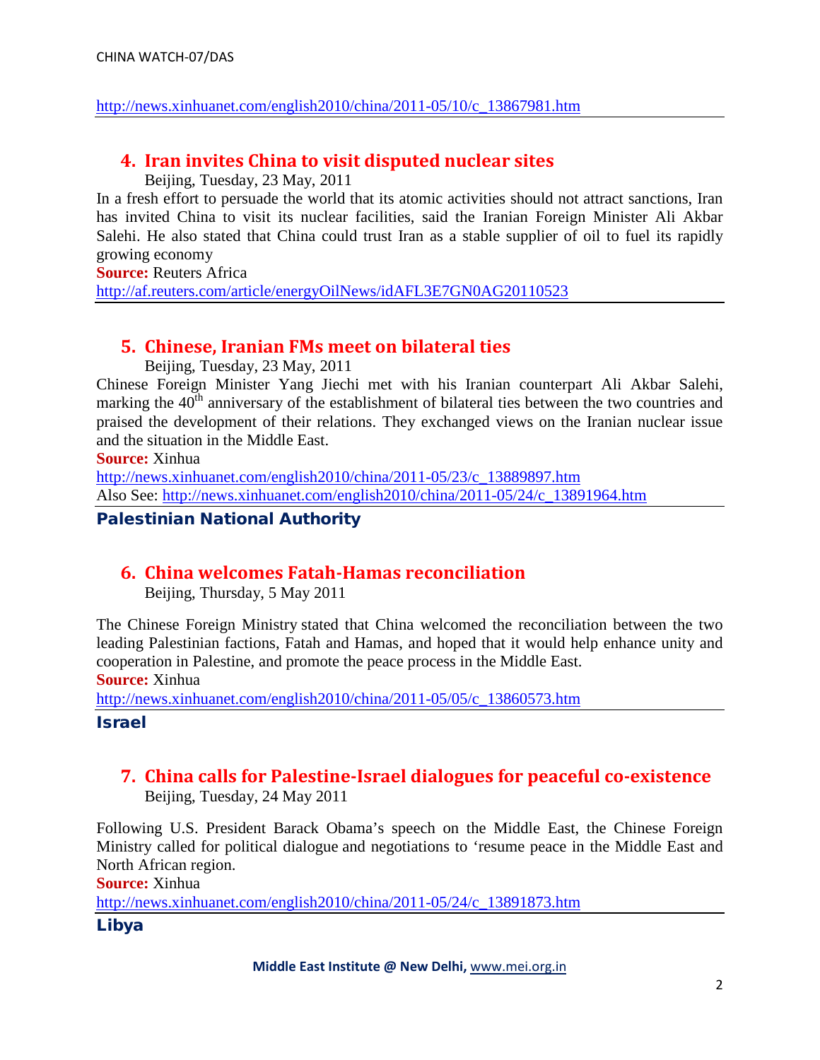http://news.xinhuanet.com/english2010/china/2011-05/10/c_13867981.htm

## 4. Iran invites China to visit disputed nuclear sites

Beijing, Tuesday, 23 May, 2011

In a fresh effort to persuade the world that its atomic activities should not attract sanctions, Iran has invited China to visit its nuclear facilities, said the Iranian Foreign Minister Ali Akbar Salehi. He also stated that China could trust Iran as a stable supplier of oil to fuel its rapidly growing economy

**Source:** Reuters Africa

http://af.reuters.com/article/energyOilNews/idAFL3E7GN0AG20110523

## 5. Chinese, Iranian FMs meet on bilateral ties

Beijing, Tuesday, 23 May, 2011

Chinese Foreign Minister Yang Jiechi met with his Iranian counterpart Ali Akbar Salehi, marking the 40th anniversary of the establishment of bilateral ties between the two countries and praised the development of their relations. They exchanged views on the Iranian nuclear issue and the situation in the Middle East.

**Source:** Xinhua

http://news.xinhuanet.com/english2010/china/2011-05/23/c_13889897.htm

Also See: http://news.xinhuanet.com/english2010/china/2011-05/24/c_13891964.htm

# Palestinian National Authority

## 6. China welcomes Fatah-Hamas reconciliation

Beijing, Thursday, 5 May 2011

The Chinese Foreign Ministry stated that China welcomed the reconciliation between the two leading Palestinian factions, Fatah and Hamas, and hoped that it would help enhance unity and cooperation in Palestine, and promote the peace process in the Middle East.

**Source:** Xinhua

http://news.xinhuanet.com/english2010/china/2011-05/05/c_13860573.htm

# Israel

## 7. China calls for Palestine-Israel dialogues for peaceful co-existence

Beijing, Tuesday, 24 May 2011

Following U.S. President Barack Obama's speech on the Middle East, the Chinese Foreign Ministry called for political dialogue and negotiations to 'resume peace in the Middle East and North African region.

**Source:** Xinhua

http://news.xinhuanet.com/english2010/china/2011-05/24/c_13891873.htm

# Libya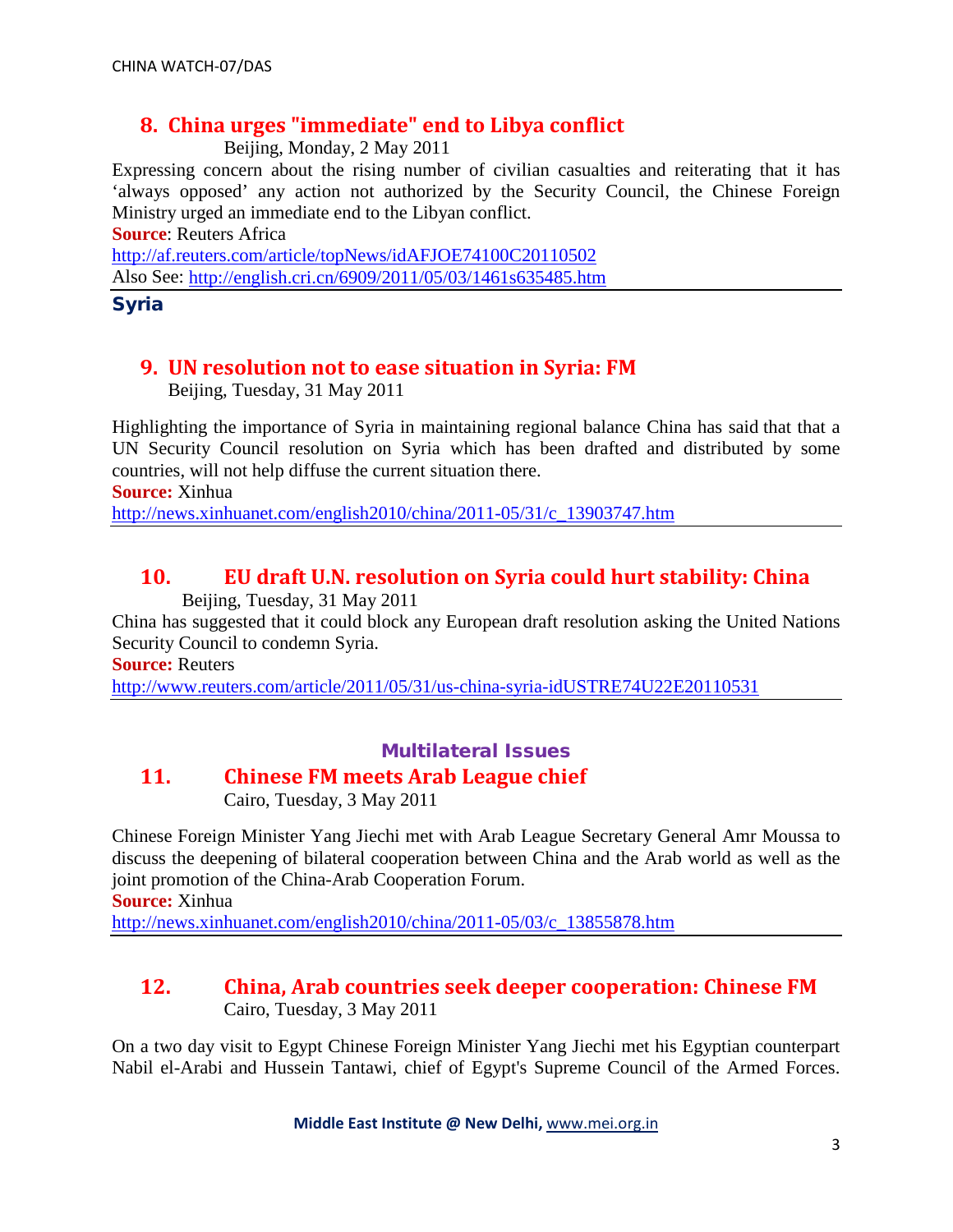## 8. China urges "immediate" end to Libya conflict

Beijing, Monday, 2 May 2011

Expressing concern about the rising number of civilian casualties and reiterating that it has 'always opposed' any action not authorized by the Security Council, the Chinese Foreign Ministry urged an immediate end to the Libyan conflict.

**Source**: Reuters Africa

http://af.reuters.com/article/topNews/idAFJOE74100C20110502

Also See: http://english.cri.cn/6909/2011/05/03/1461s635485.htm

---

### Syria

## 9. UN resolution not to ease situation in Syria: FM

Beijing, Tuesday, 31 May 2011

Highlighting the importance of Syria in maintaining regional balance China has said that that a UN Security Council resolution on Syria which has been drafted and distributed by some countries, will not help diffuse the current situation there.

**Source:** Xinhua

http://news.xinhuanet.com/english2010/china/2011-05/31/c_13903747.htm

---

## 10. EU draft U.N. resolution on Syria could hurt stability: China

Beijing, Tuesday, 31 May 2011

China has suggested that it could block any European draft resolution asking the United Nations Security Council to condemn Syria.

**Source:** Reuters

http://www.reuters.com/article/2011/05/31/us-china-syria-idUSTRE74U22E20110531

---

### Multilateral Issues

## 11. Chinese FM meets Arab League chief

Cairo, Tuesday, 3 May 2011

Chinese Foreign Minister Yang Jiechi met with Arab League Secretary General Amr Moussa to discuss the deepening of bilateral cooperation between China and the Arab world as well as the joint promotion of the China-Arab Cooperation Forum.

**Source:** Xinhua

http://news.xinhuanet.com/english2010/china/2011-05/03/c_13855878.htm

---

## 12. China, Arab countries seek deeper cooperation: Chinese FM

Cairo, Tuesday, 3 May 2011

On a two day visit to Egypt Chinese Foreign Minister Yang Jiechi met his Egyptian counterpart Nabil el-Arabi and Hussein Tantawi, chief of Egypt's Supreme Council of the Armed Forces.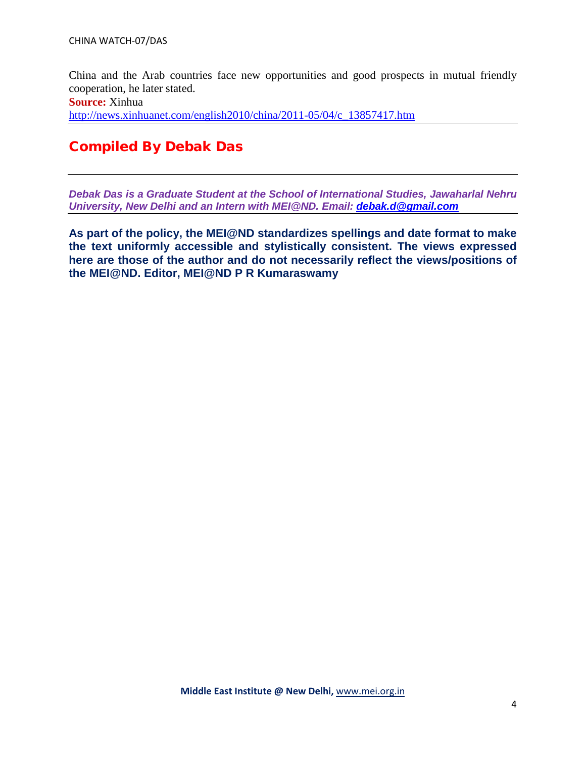China and the Arab countries face new opportunities and good prospects in mutual friendly cooperation, he later stated.

**Source:** Xinhua

http://news.xinhuanet.com/english2010/china/2011-05/04/c_13857417.htm

## Compiled By Debak Das

***Debak Das is a Graduate Student at the School of International Studies, Jawaharlal Nehru University, New Delhi and an Intern with MEI@ND. Email: debak.d@gmail.com***

**As part of the policy, the MEI@ND standardizes spellings and date format to make the text uniformly accessible and stylistically consistent. The views expressed here are those of the author and do not necessarily reflect the views/positions of the MEI@ND. Editor, MEI@ND P R Kumaraswamy**